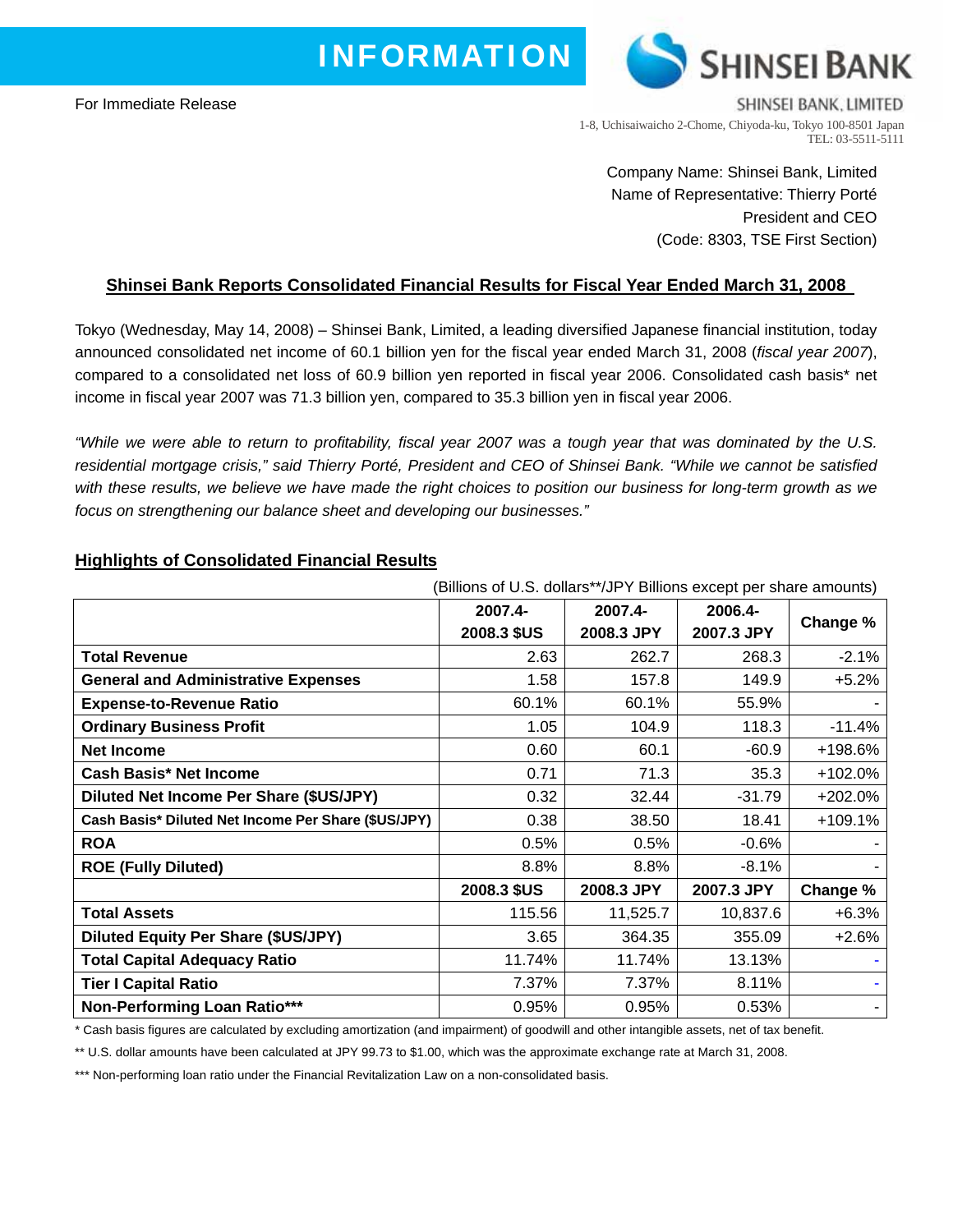INFORMATION

For Immediate Release

SHINSEI BANK

SHINSEI BANK, LIMITED
1-8, Uchisaiwaicho 2-Chome, Chiyoda-ku, Tokyo 100-8501 Japan
TEL: 03-5511-5111

Company Name: Shinsei Bank, Limited
Name of Representative: Thierry Porté
President and CEO
(Code: 8303, TSE First Section)

## Shinsei Bank Reports Consolidated Financial Results for Fiscal Year Ended March 31, 2008

Tokyo (Wednesday, May 14, 2008) – Shinsei Bank, Limited, a leading diversified Japanese financial institution, today announced consolidated net income of 60.1 billion yen for the fiscal year ended March 31, 2008 (*fiscal year 2007*), compared to a consolidated net loss of 60.9 billion yen reported in fiscal year 2006. Consolidated cash basis* net income in fiscal year 2007 was 71.3 billion yen, compared to 35.3 billion yen in fiscal year 2006.

*"While we were able to return to profitability, fiscal year 2007 was a tough year that was dominated by the U.S. residential mortgage crisis," said Thierry Porté, President and CEO of Shinsei Bank. "While we cannot be satisfied with these results, we believe we have made the right choices to position our business for long-term growth as we focus on strengthening our balance sheet and developing our businesses."*

## Highlights of Consolidated Financial Results

(Billions of U.S. dollars**/JPY Billions except per share amounts)

| | 2007.4-2008.3 $US | 2007.4-2008.3 JPY | 2006.4-2007.3 JPY | Change % |
|---|---|---|---|---|
| **Total Revenue** | 2.63 | 262.7 | 268.3 | -2.1% |
| **General and Administrative Expenses** | 1.58 | 157.8 | 149.9 | +5.2% |
| **Expense-to-Revenue Ratio** | 60.1% | 60.1% | 55.9% | - |
| **Ordinary Business Profit** | 1.05 | 104.9 | 118.3 | -11.4% |
| **Net Income** | 0.60 | 60.1 | -60.9 | +198.6% |
| **Cash Basis* Net Income** | 0.71 | 71.3 | 35.3 | +102.0% |
| **Diluted Net Income Per Share ($US/JPY)** | 0.32 | 32.44 | -31.79 | +202.0% |
| **Cash Basis* Diluted Net Income Per Share ($US/JPY)** | 0.38 | 38.50 | 18.41 | +109.1% |
| **ROA** | 0.5% | 0.5% | -0.6% | - |
| **ROE (Fully Diluted)** | 8.8% | 8.8% | -8.1% | - |
| | **2008.3 $US** | **2008.3 JPY** | **2007.3 JPY** | **Change %** |
| **Total Assets** | 115.56 | 11,525.7 | 10,837.6 | +6.3% |
| **Diluted Equity Per Share ($US/JPY)** | 3.65 | 364.35 | 355.09 | +2.6% |
| **Total Capital Adequacy Ratio** | 11.74% | 11.74% | 13.13% | - |
| **Tier I Capital Ratio** | 7.37% | 7.37% | 8.11% | - |
| **Non-Performing Loan Ratio*** | 0.95% | 0.95% | 0.53% | - |

\* Cash basis figures are calculated by excluding amortization (and impairment) of goodwill and other intangible assets, net of tax benefit.

** U.S. dollar amounts have been calculated at JPY 99.73 to $1.00, which was the approximate exchange rate at March 31, 2008.

*** Non-performing loan ratio under the Financial Revitalization Law on a non-consolidated basis.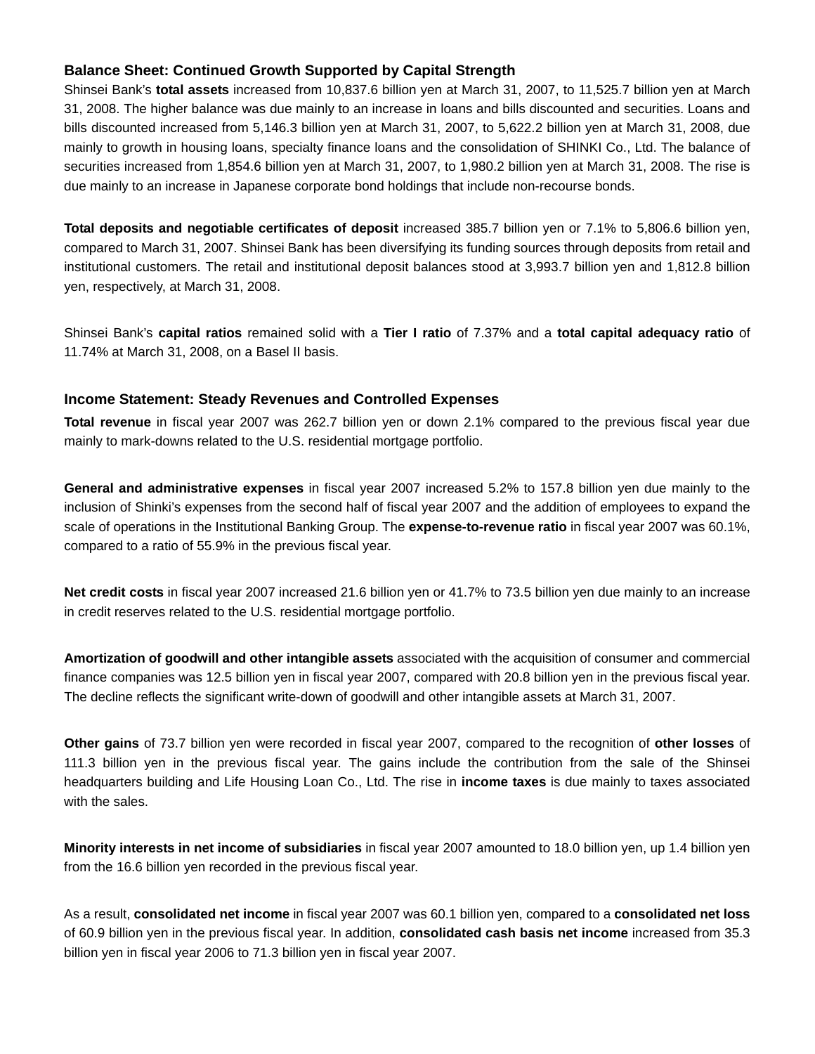## Balance Sheet: Continued Growth Supported by Capital Strength

Shinsei Bank's **total assets** increased from 10,837.6 billion yen at March 31, 2007, to 11,525.7 billion yen at March 31, 2008. The higher balance was due mainly to an increase in loans and bills discounted and securities. Loans and bills discounted increased from 5,146.3 billion yen at March 31, 2007, to 5,622.2 billion yen at March 31, 2008, due mainly to growth in housing loans, specialty finance loans and the consolidation of SHINKI Co., Ltd. The balance of securities increased from 1,854.6 billion yen at March 31, 2007, to 1,980.2 billion yen at March 31, 2008. The rise is due mainly to an increase in Japanese corporate bond holdings that include non-recourse bonds.

**Total deposits and negotiable certificates of deposit** increased 385.7 billion yen or 7.1% to 5,806.6 billion yen, compared to March 31, 2007. Shinsei Bank has been diversifying its funding sources through deposits from retail and institutional customers. The retail and institutional deposit balances stood at 3,993.7 billion yen and 1,812.8 billion yen, respectively, at March 31, 2008.

Shinsei Bank's **capital ratios** remained solid with a **Tier I ratio** of 7.37% and a **total capital adequacy ratio** of 11.74% at March 31, 2008, on a Basel II basis.

## Income Statement: Steady Revenues and Controlled Expenses

**Total revenue** in fiscal year 2007 was 262.7 billion yen or down 2.1% compared to the previous fiscal year due mainly to mark-downs related to the U.S. residential mortgage portfolio.

**General and administrative expenses** in fiscal year 2007 increased 5.2% to 157.8 billion yen due mainly to the inclusion of Shinki's expenses from the second half of fiscal year 2007 and the addition of employees to expand the scale of operations in the Institutional Banking Group. The **expense-to-revenue ratio** in fiscal year 2007 was 60.1%, compared to a ratio of 55.9% in the previous fiscal year.

**Net credit costs** in fiscal year 2007 increased 21.6 billion yen or 41.7% to 73.5 billion yen due mainly to an increase in credit reserves related to the U.S. residential mortgage portfolio.

**Amortization of goodwill and other intangible assets** associated with the acquisition of consumer and commercial finance companies was 12.5 billion yen in fiscal year 2007, compared with 20.8 billion yen in the previous fiscal year. The decline reflects the significant write-down of goodwill and other intangible assets at March 31, 2007.

**Other gains** of 73.7 billion yen were recorded in fiscal year 2007, compared to the recognition of **other losses** of 111.3 billion yen in the previous fiscal year. The gains include the contribution from the sale of the Shinsei headquarters building and Life Housing Loan Co., Ltd. The rise in **income taxes** is due mainly to taxes associated with the sales.

**Minority interests in net income of subsidiaries** in fiscal year 2007 amounted to 18.0 billion yen, up 1.4 billion yen from the 16.6 billion yen recorded in the previous fiscal year.

As a result, **consolidated net income** in fiscal year 2007 was 60.1 billion yen, compared to a **consolidated net loss** of 60.9 billion yen in the previous fiscal year. In addition, **consolidated cash basis net income** increased from 35.3 billion yen in fiscal year 2006 to 71.3 billion yen in fiscal year 2007.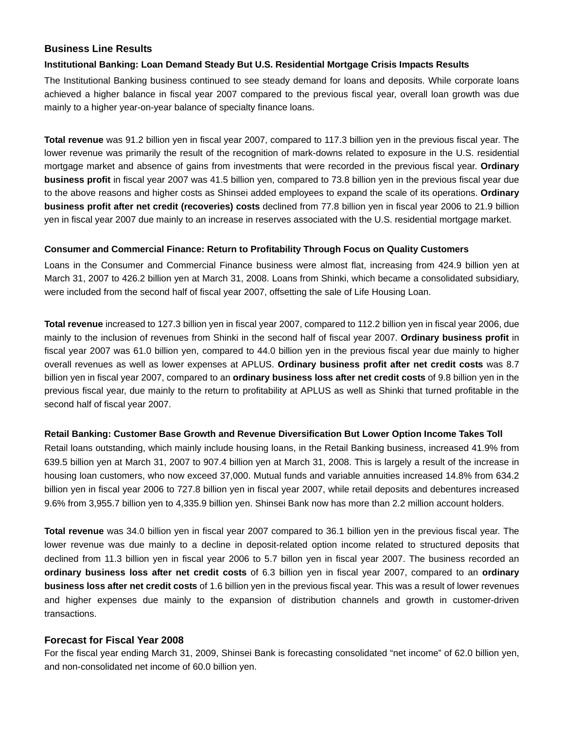## Business Line Results

### Institutional Banking: Loan Demand Steady But U.S. Residential Mortgage Crisis Impacts Results

The Institutional Banking business continued to see steady demand for loans and deposits. While corporate loans achieved a higher balance in fiscal year 2007 compared to the previous fiscal year, overall loan growth was due mainly to a higher year-on-year balance of specialty finance loans.

**Total revenue** was 91.2 billion yen in fiscal year 2007, compared to 117.3 billion yen in the previous fiscal year. The lower revenue was primarily the result of the recognition of mark-downs related to exposure in the U.S. residential mortgage market and absence of gains from investments that were recorded in the previous fiscal year. **Ordinary business profit** in fiscal year 2007 was 41.5 billion yen, compared to 73.8 billion yen in the previous fiscal year due to the above reasons and higher costs as Shinsei added employees to expand the scale of its operations. **Ordinary business profit after net credit (recoveries) costs** declined from 77.8 billion yen in fiscal year 2006 to 21.9 billion yen in fiscal year 2007 due mainly to an increase in reserves associated with the U.S. residential mortgage market.

### Consumer and Commercial Finance: Return to Profitability Through Focus on Quality Customers

Loans in the Consumer and Commercial Finance business were almost flat, increasing from 424.9 billion yen at March 31, 2007 to 426.2 billion yen at March 31, 2008. Loans from Shinki, which became a consolidated subsidiary, were included from the second half of fiscal year 2007, offsetting the sale of Life Housing Loan.

**Total revenue** increased to 127.3 billion yen in fiscal year 2007, compared to 112.2 billion yen in fiscal year 2006, due mainly to the inclusion of revenues from Shinki in the second half of fiscal year 2007. **Ordinary business profit** in fiscal year 2007 was 61.0 billion yen, compared to 44.0 billion yen in the previous fiscal year due mainly to higher overall revenues as well as lower expenses at APLUS. **Ordinary business profit after net credit costs** was 8.7 billion yen in fiscal year 2007, compared to an **ordinary business loss after net credit costs** of 9.8 billion yen in the previous fiscal year, due mainly to the return to profitability at APLUS as well as Shinki that turned profitable in the second half of fiscal year 2007.

### Retail Banking: Customer Base Growth and Revenue Diversification But Lower Option Income Takes Toll

Retail loans outstanding, which mainly include housing loans, in the Retail Banking business, increased 41.9% from 639.5 billion yen at March 31, 2007 to 907.4 billion yen at March 31, 2008. This is largely a result of the increase in housing loan customers, who now exceed 37,000. Mutual funds and variable annuities increased 14.8% from 634.2 billion yen in fiscal year 2006 to 727.8 billion yen in fiscal year 2007, while retail deposits and debentures increased 9.6% from 3,955.7 billion yen to 4,335.9 billion yen. Shinsei Bank now has more than 2.2 million account holders.

**Total revenue** was 34.0 billion yen in fiscal year 2007 compared to 36.1 billion yen in the previous fiscal year. The lower revenue was due mainly to a decline in deposit-related option income related to structured deposits that declined from 11.3 billion yen in fiscal year 2006 to 5.7 billon yen in fiscal year 2007. The business recorded an **ordinary business loss after net credit costs** of 6.3 billion yen in fiscal year 2007, compared to an **ordinary business loss after net credit costs** of 1.6 billion yen in the previous fiscal year. This was a result of lower revenues and higher expenses due mainly to the expansion of distribution channels and growth in customer-driven transactions.

## Forecast for Fiscal Year 2008

For the fiscal year ending March 31, 2009, Shinsei Bank is forecasting consolidated "net income" of 62.0 billion yen, and non-consolidated net income of 60.0 billion yen.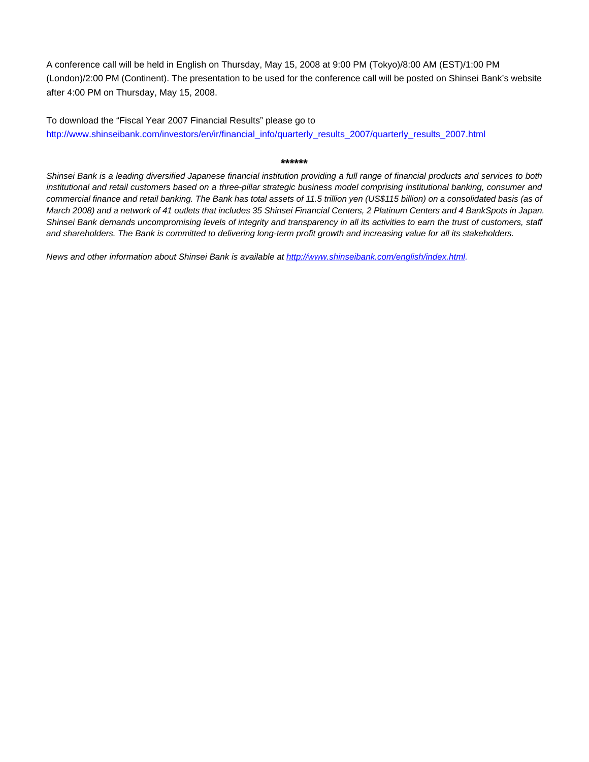A conference call will be held in English on Thursday, May 15, 2008 at 9:00 PM (Tokyo)/8:00 AM (EST)/1:00 PM (London)/2:00 PM (Continent). The presentation to be used for the conference call will be posted on Shinsei Bank's website after 4:00 PM on Thursday, May 15, 2008.

To download the "Fiscal Year 2007 Financial Results" please go to
http://www.shinseibank.com/investors/en/ir/financial_info/quarterly_results_2007/quarterly_results_2007.html

**\*\*\*\*\*\***

*Shinsei Bank is a leading diversified Japanese financial institution providing a full range of financial products and services to both institutional and retail customers based on a three-pillar strategic business model comprising institutional banking, consumer and commercial finance and retail banking. The Bank has total assets of 11.5 trillion yen (US$115 billion) on a consolidated basis (as of March 2008) and a network of 41 outlets that includes 35 Shinsei Financial Centers, 2 Platinum Centers and 4 BankSpots in Japan. Shinsei Bank demands uncompromising levels of integrity and transparency in all its activities to earn the trust of customers, staff and shareholders. The Bank is committed to delivering long-term profit growth and increasing value for all its stakeholders.*

*News and other information about Shinsei Bank is available at http://www.shinseibank.com/english/index.html.*